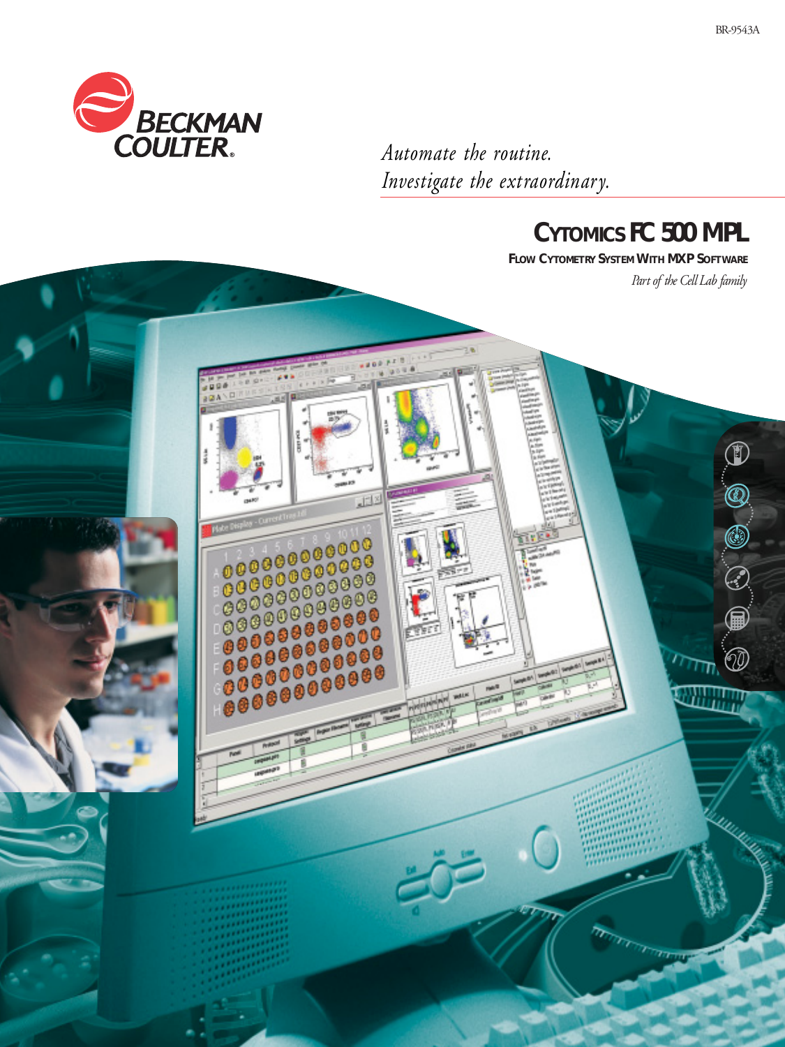BR-9543A

BECKMAN COULTER®

*Automate the routine.*
*Investigate the extraordinary.*

# CYTOMICS FC 500 MPL

## FLOW CYTOMETRY SYSTEM WITH MXP SOFTWARE

*Part of the Cell Lab family*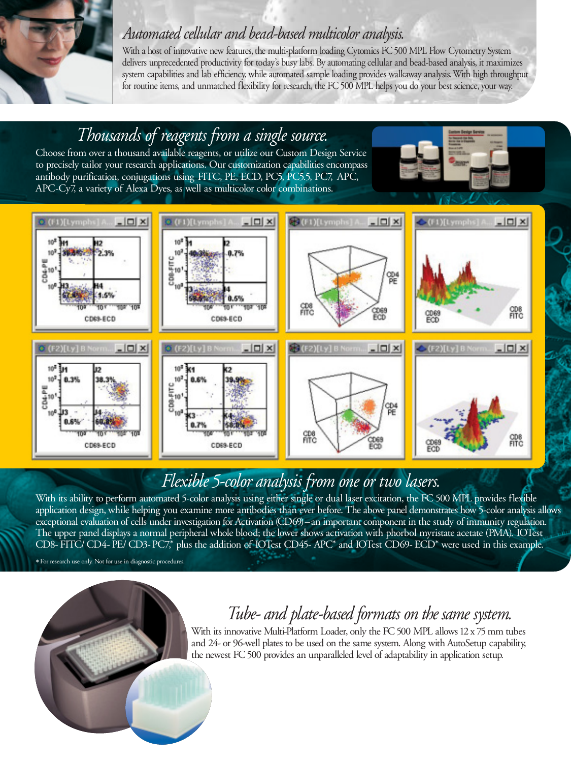## *Automated cellular and bead-based multicolor analysis.*

With a host of innovative new features, the multi-platform loading Cytomics FC 500 MPL Flow Cytometry System delivers unprecedented productivity for today's busy labs. By automating cellular and bead-based analysis, it maximizes system capabilities and lab efficiency, while automated sample loading provides walkaway analysis. With high throughput for routine items, and unmatched flexibility for research, the FC 500 MPL helps you do your best science, your way.

## *Thousands of reagents from a single source.*

Choose from over a thousand available reagents, or utilize our Custom Design Service to precisely tailor your research applications. Our customization capabilities encompass antibody purification, conjugations using FITC, PE, ECD, PC5, PC5.5, PC7, APC, APC-Cy7, a variety of Alexa Dyes, as well as multicolor color combinations.

## *Flexible 5-color analysis from one or two lasers.*

With its ability to perform automated 5-color analysis using either single or dual laser excitation, the FC 500 MPL provides flexible application design, while helping you examine more antibodies than ever before. The above panel demonstrates how 5-color analysis allows exceptional evaluation of cells under investigation for Activation (CD69) – an important component in the study of immunity regulation. The upper panel displays a normal peripheral whole blood; the lower shows activation with phorbol myristate acetate (PMA). IOTest CD8- FITC/ CD4- PE/ CD3- PC7,* plus the addition of IOTest CD45- APC* and IOTest CD69- ECD* were used in this example.

* For research use only. Not for use in diagnostic procedures.

## *Tube- and plate-based formats on the same system.*

With its innovative Multi-Platform Loader, only the FC 500 MPL allows 12 x 75 mm tubes and 24- or 96-well plates to be used on the same system. Along with AutoSetup capability, the newest FC 500 provides an unparalleled level of adaptability in application setup.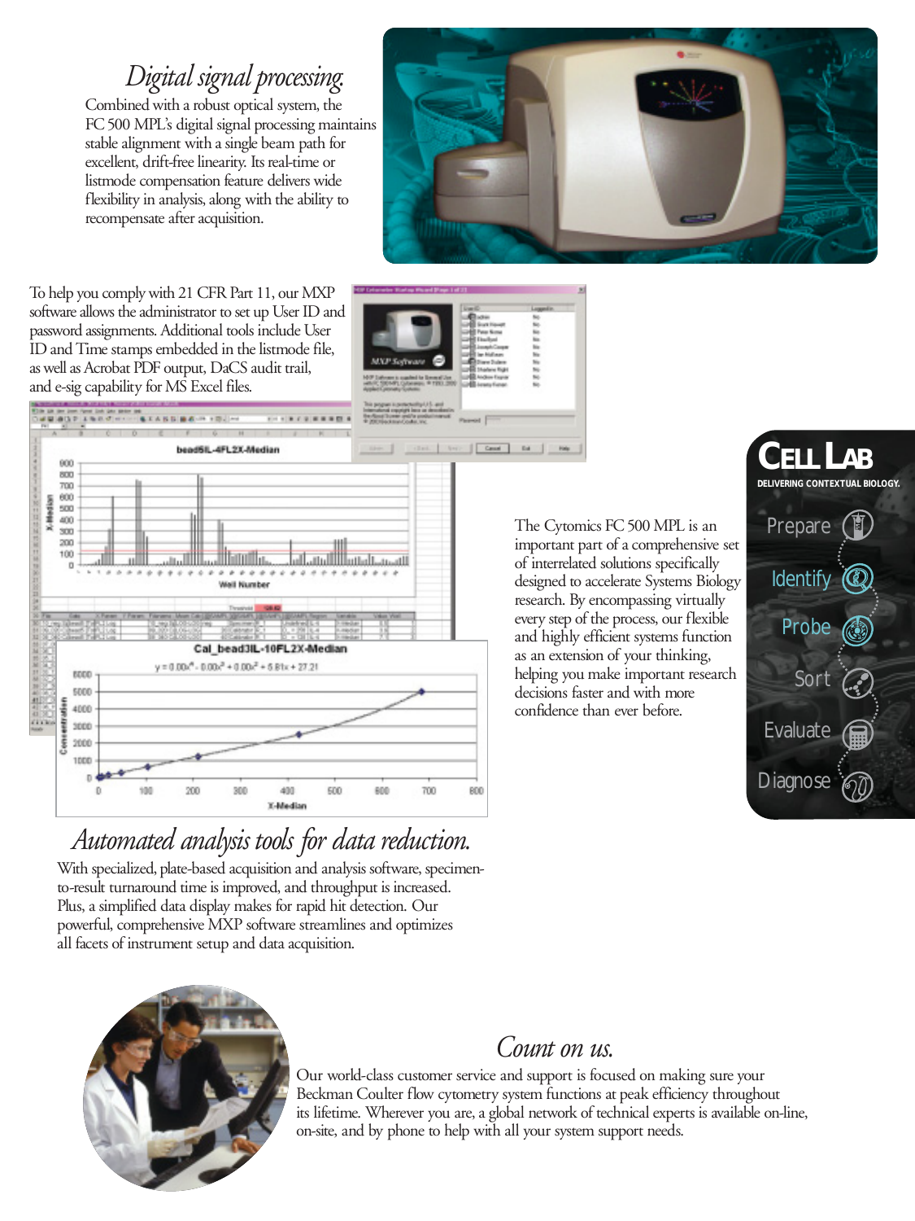## *Digital signal processing.*

Combined with a robust optical system, the FC 500 MPL's digital signal processing maintains stable alignment with a single beam path for excellent, drift-free linearity. Its real-time or listmode compensation feature delivers wide flexibility in analysis, along with the ability to recompensate after acquisition.

To help you comply with 21 CFR Part 11, our MXP software allows the administrator to set up User ID and password assignments. Additional tools include User ID and Time stamps embedded in the listmode file, as well as Acrobat PDF output, DaCS audit trail, and e-sig capability for MS Excel files.

The Cytomics FC 500 MPL is an important part of a comprehensive set of interrelated solutions specifically designed to accelerate Systems Biology research. By encompassing virtually every step of the process, our flexible and highly efficient systems function as an extension of your thinking, helping you make important research decisions faster and with more confidence than ever before.

**CELL LAB**

DELIVERING CONTEXTUAL BIOLOGY.

- Prepare
- Identify
- Probe
- Sort
- Evaluate
- Diagnose

## *Automated analysis tools for data reduction.*

With specialized, plate-based acquisition and analysis software, specimen-to-result turnaround time is improved, and throughput is increased. Plus, a simplified data display makes for rapid hit detection. Our powerful, comprehensive MXP software streamlines and optimizes all facets of instrument setup and data acquisition.

## *Count on us.*

Our world-class customer service and support is focused on making sure your Beckman Coulter flow cytometry system functions at peak efficiency throughout its lifetime. Wherever you are, a global network of technical experts is available on-line, on-site, and by phone to help with all your system support needs.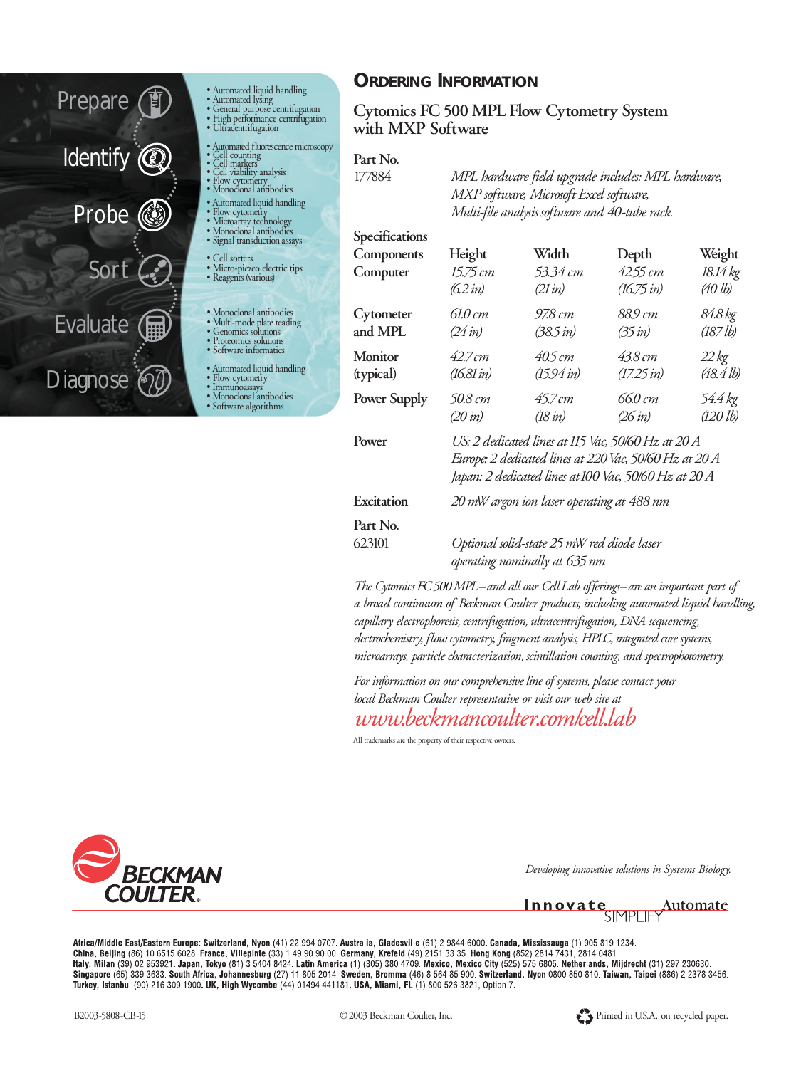Prepare
- Automated liquid handling
- Automated lysing
- General purpose centrifugation
- High performance centrifugation
- Ultracentrifugation

Identify
- Automated fluorescence microscopy
- Cell counting
- Cell markers
- Cell viability analysis
- Flow cytometry
- Monoclonal antibodies

Probe
- Automated liquid handling
- Flow cytometry
- Microarray technology
- Monoclonal antibodies
- Signal transduction assays

Sort
- Cell sorters
- Micro-piezeo electric tips
- Reagents (various)

Evaluate
- Monoclonal antibodies
- Multi-mode plate reading
- Genomics solutions
- Proteomics solutions
- Software informatics

Diagnose
- Automated liquid handling
- Flow cytometry
- Immunoassays
- Monoclonal antibodies
- Software algorithms

## Ordering Information

### Cytomics FC 500 MPL Flow Cytometry System with MXP Software

**Part No.**

177884 — *MPL hardware field upgrade includes: MPL hardware, MXP software, Microsoft Excel software, Multi-file analysis software and 40-tube rack.*

**Specifications**

| Components | Height | Width | Depth | Weight |
|---|---|---|---|---|
| Computer | *15.75 cm (6.2 in)* | *53.34 cm (21 in)* | *42.55 cm (16.75 in)* | *18.14 kg (40 lb)* |
| Cytometer and MPL | *61.0 cm (24 in)* | *97.8 cm (38.5 in)* | *88.9 cm (35 in)* | *84.8 kg (187 lb)* |
| Monitor (typical) | *42.7 cm (16.81 in)* | *40.5 cm (15.94 in)* | *43.8 cm (17.25 in)* | *22 kg (48.4 lb)* |
| Power Supply | *50.8 cm (20 in)* | *45.7 cm (18 in)* | *66.0 cm (26 in)* | *54.4 kg (120 lb)* |

**Power**
*US: 2 dedicated lines at 115 Vac, 50/60 Hz at 20 A*
*Europe: 2 dedicated lines at 220 Vac, 50/60 Hz at 20 A*
*Japan: 2 dedicated lines at 100 Vac, 50/60 Hz at 20 A*

**Excitation**
*20 mW argon ion laser operating at 488 nm*

**Part No.**

623101 — *Optional solid-state 25 mW red diode laser operating nominally at 635 nm*

*The Cytomics FC 500 MPL—and all our Cell Lab offerings—are an important part of a broad continuum of Beckman Coulter products, including automated liquid handling, capillary electrophoresis, centrifugation, ultracentrifugation, DNA sequencing, electrochemistry, flow cytometry, fragment analysis, HPLC, integrated core systems, microarrays, particle characterization, scintillation counting, and spectrophotometry.*

*For information on our comprehensive line of systems, please contact your local Beckman Coulter representative or visit our web site at*
*www.beckmancoulter.com/cell.lab*

All trademarks are the property of their respective owners.

BECKMAN COULTER®

*Developing innovative solutions in Systems Biology.*

Innovate SIMPLIFY Automate

**Africa/Middle East/Eastern Europe: Switzerland, Nyon** (41) 22 994 0707. **Australia, Gladesville** (61) 2 9844 6000. **Canada, Mississauga** (1) 905 819 1234. **China, Beijing** (86) 10 6515 6028. **France, Villepinte** (33) 1 49 90 90 00. **Germany, Krefeld** (49) 2151 33 35. **Hong Kong** (852) 2814 7431, 2814 0481. **Italy, Milan** (39) 02 953921. **Japan, Tokyo** (81) 3 5404 8424. **Latin America** (1) (305) 380 4709. **Mexico, Mexico City** (525) 575 6805. **Netherlands, Mijdrecht** (31) 297 230630. **Singapore** (65) 339 3633. **South Africa, Johannesburg** (27) 11 805 2014. **Sweden, Bromma** (46) 8 564 85 900. **Switzerland, Nyon** 0800 850 810. **Taiwan, Taipei** (886) 2 2378 3456. **Turkey, Istanbul** (90) 216 309 1900. **UK, High Wycombe** (44) 01494 441181. **USA, Miami, FL** (1) 800 526 3821, Option 7.

B2003-5808-CB-15 © 2003 Beckman Coulter, Inc. Printed in U.S.A. on recycled paper.